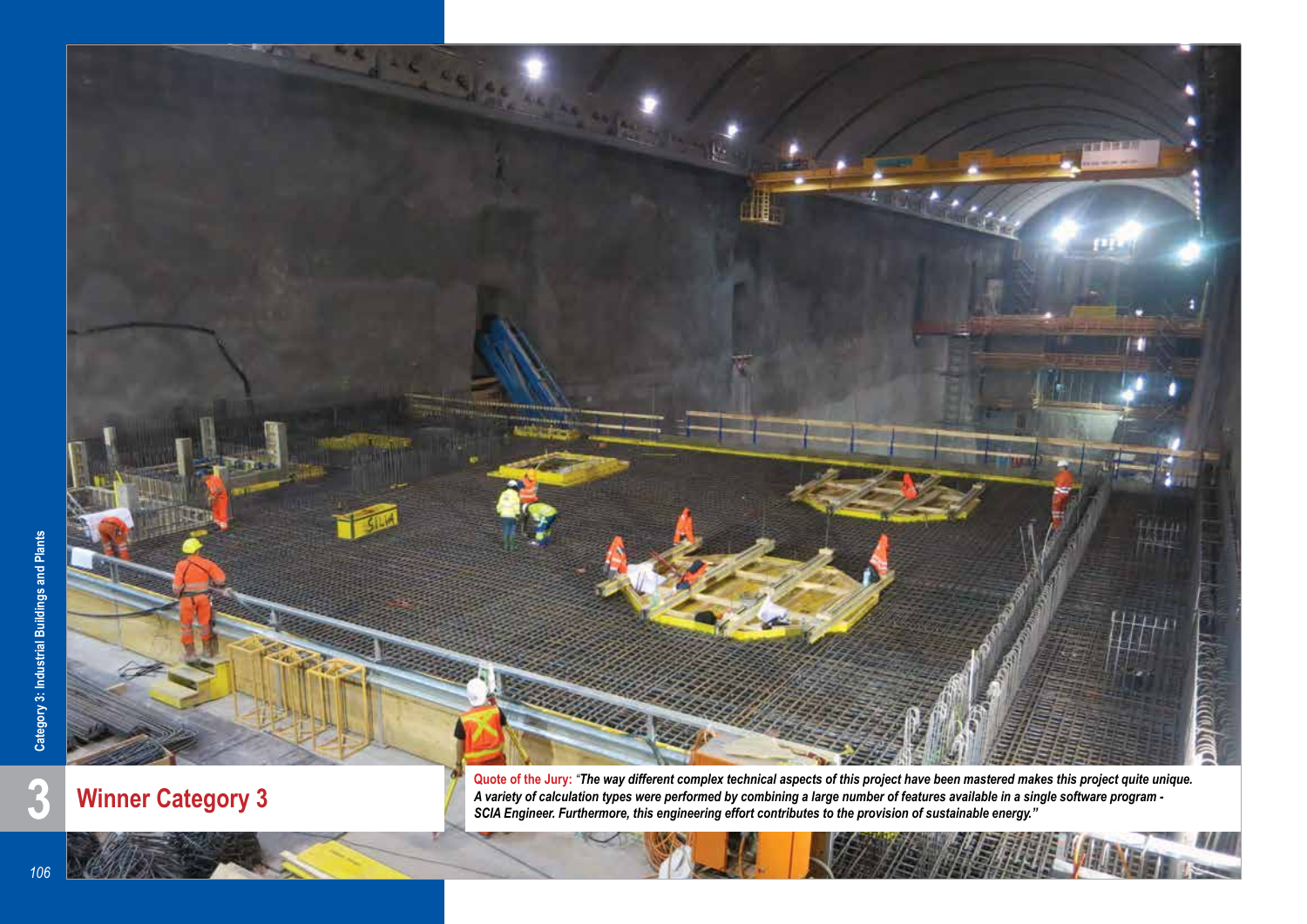## 3 Winner Category 3

**Quote of the Jury:** *"The way different complex technical aspects of this project have been mastered makes this project quite unique. A variety of calculation types were performed by combining a large number of features available in a single software program - SCIA Engineer. Furthermore, this engineering effort contributes to the provision of sustainable energy."*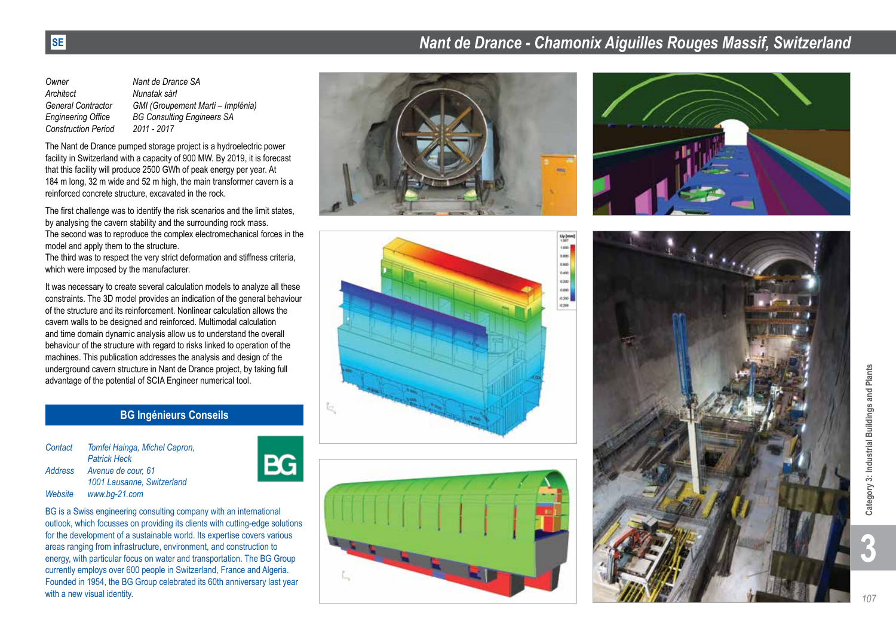# Nant de Drance - Chamonix Aiguilles Rouges Massif, Switzerland

| | |
|---|---|
| *Owner* | *Nant de Drance SA* |
| *Architect* | *Nunatak sàrl* |
| *General Contractor* | *GMI (Groupement Marti – Implénia)* |
| *Engineering Office* | *BG Consulting Engineers SA* |
| *Construction Period* | *2011 - 2017* |

The Nant de Drance pumped storage project is a hydroelectric power facility in Switzerland with a capacity of 900 MW. By 2019, it is forecast that this facility will produce 2500 GWh of peak energy per year. At 184 m long, 32 m wide and 52 m high, the main transformer cavern is a reinforced concrete structure, excavated in the rock.

The first challenge was to identify the risk scenarios and the limit states, by analysing the cavern stability and the surrounding rock mass.
The second was to reproduce the complex electromechanical forces in the model and apply them to the structure.
The third was to respect the very strict deformation and stiffness criteria, which were imposed by the manufacturer.

It was necessary to create several calculation models to analyze all these constraints. The 3D model provides an indication of the general behaviour of the structure and its reinforcement. Nonlinear calculation allows the cavern walls to be designed and reinforced. Multimodal calculation and time domain dynamic analysis allow us to understand the overall behaviour of the structure with regard to risks linked to operation of the machines. This publication addresses the analysis and design of the underground cavern structure in Nant de Drance project, by taking full advantage of the potential of SCIA Engineer numerical tool.

## BG Ingénieurs Conseils

| | |
|---|---|
| *Contact* | *Tomfei Hainga, Michel Capron, Patrick Heck* |
| *Address* | *Avenue de cour, 61 1001 Lausanne, Switzerland* |
| *Website* | *www.bg-21.com* |

BG is a Swiss engineering consulting company with an international outlook, which focusses on providing its clients with cutting-edge solutions for the development of a sustainable world. Its expertise covers various areas ranging from infrastructure, environment, and construction to energy, with particular focus on water and transportation. The BG Group currently employs over 600 people in Switzerland, France and Algeria. Founded in 1954, the BG Group celebrated its 60th anniversary last year with a new visual identity.